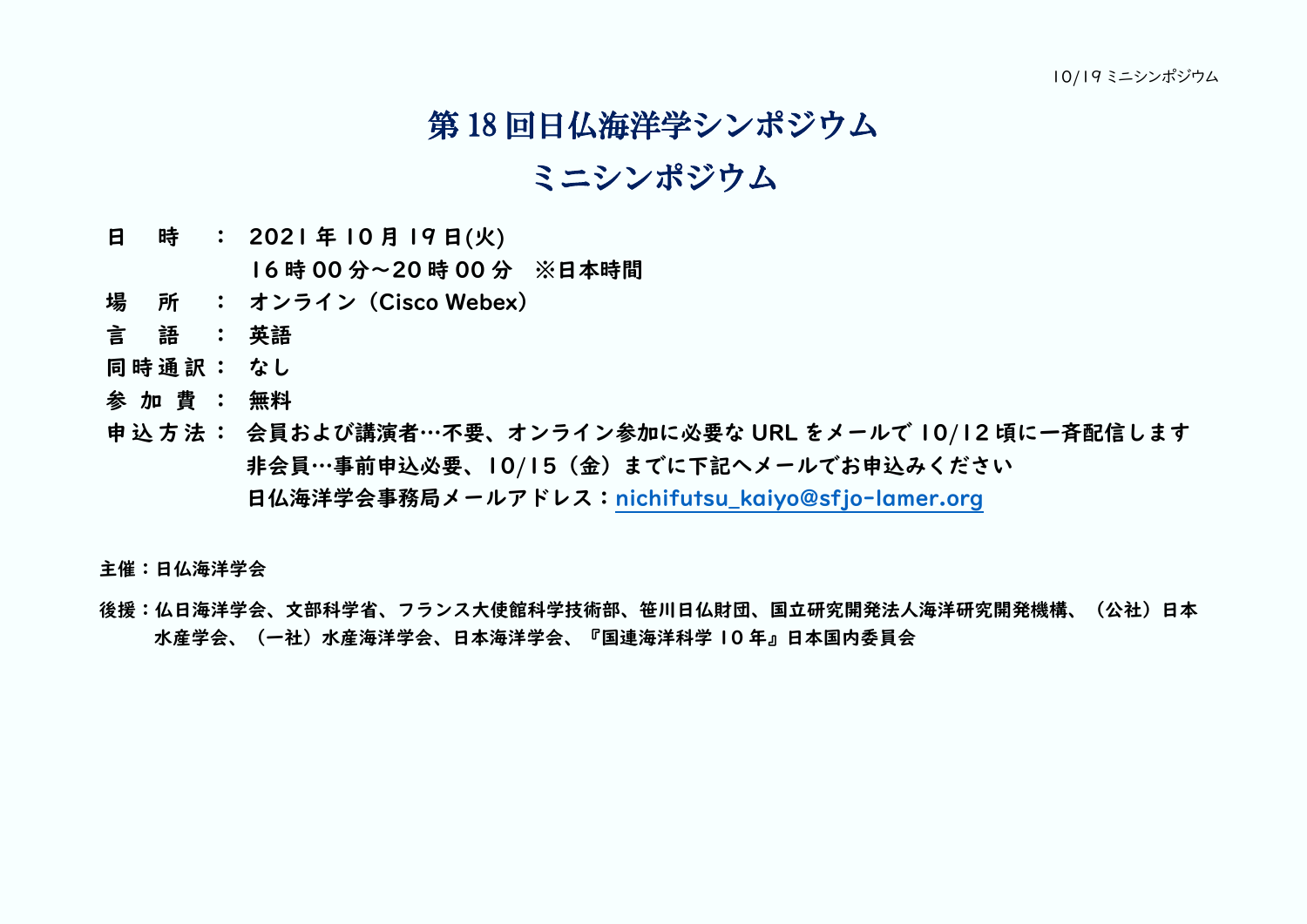# 第18回日仏海洋学シンポジウム
# ミニシンポジウム

**日　時：** 2021年10月19日(火)
16時00分～20時00分　※日本時間

**場　所：** オンライン（Cisco Webex）

**言　語：** 英語

**同時通訳：** なし

**参加費：** 無料

**申込方法：** 会員および講演者…不要、オンライン参加に必要なURLをメールで10/12頃に一斉配信します
非会員…事前申込必要、10/15（金）までに下記へメールでお申込みください
日仏海洋学会事務局メールアドレス：nichifutsu_kaiyo@sfjo-lamer.org

**主催：** 日仏海洋学会

**後援：** 仏日海洋学会、文部科学省、フランス大使館科学技術部、笹川日仏財団、国立研究開発法人海洋研究開発機構、（公社）日本水産学会、（一社）水産海洋学会、日本海洋学会、『国連海洋科学10年』日本国内委員会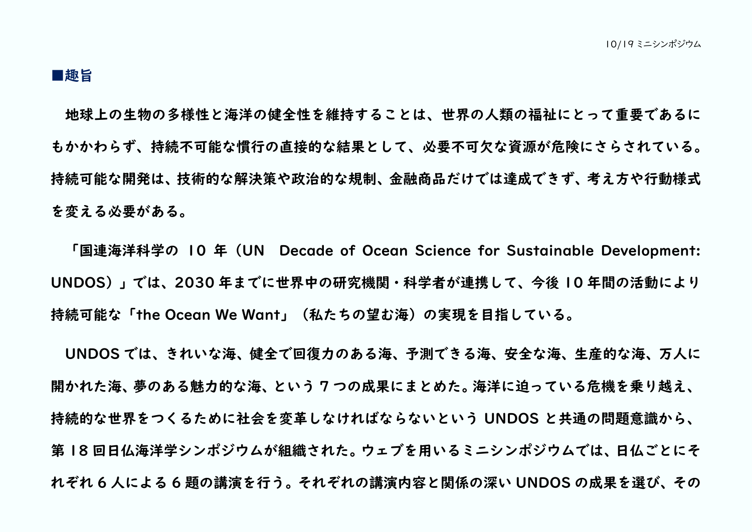■趣旨

地球上の生物の多様性と海洋の健全性を維持することは、世界の人類の福祉にとって重要であるにもかかわらず、持続不可能な慣行の直接的な結果として、必要不可欠な資源が危険にさらされている。持続可能な開発は、技術的な解決策や政治的な規制、金融商品だけでは達成できず、考え方や行動様式を変える必要がある。

「国連海洋科学の 10 年（UN Decade of Ocean Science for Sustainable Development: UNDOS）」では、2030 年までに世界中の研究機関・科学者が連携して、今後 10 年間の活動により持続可能な「the Ocean We Want」（私たちの望む海）の実現を目指している。

UNDOS では、きれいな海、健全で回復力のある海、予測できる海、安全な海、生産的な海、万人に開かれた海、夢のある魅力的な海、という 7 つの成果にまとめた。海洋に迫っている危機を乗り越え、持続的な世界をつくるために社会を変革しなければならないという UNDOS と共通の問題意識から、第 18 回日仏海洋学シンポジウムが組織された。ウェブを用いるミニシンポジウムでは、日仏ごとにそれぞれ 6 人による 6 題の講演を行う。それぞれの講演内容と関係の深い UNDOS の成果を選び、その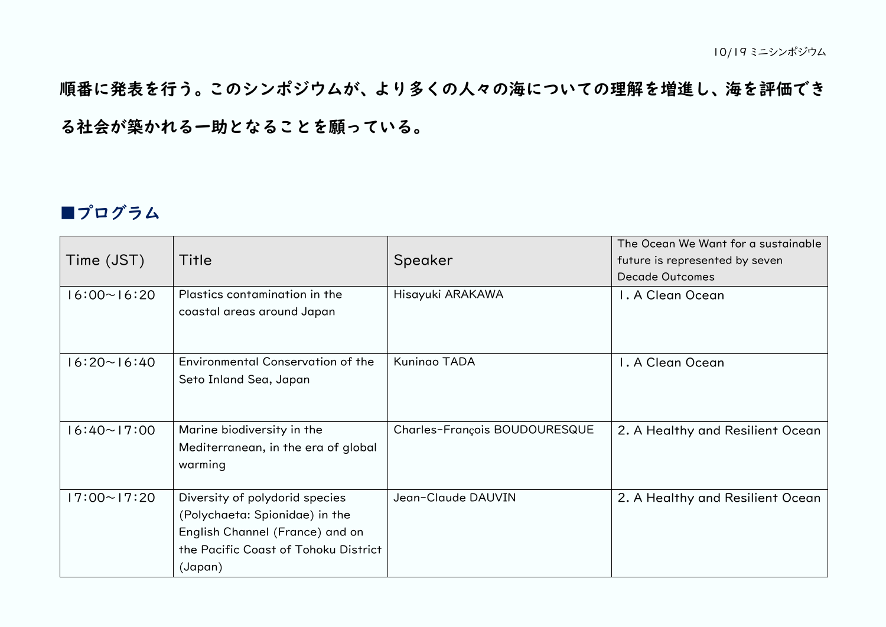順番に発表を行う。このシンポジウムが、より多くの人々の海についての理解を増進し、海を評価できる社会が築かれる一助となることを願っている。

## ■プログラム

| Time (JST) | Title | Speaker | The Ocean We Want for a sustainable future is represented by seven Decade Outcomes |
|---|---|---|---|
| 16:00～16:20 | Plastics contamination in the coastal areas around Japan | Hisayuki ARAKAWA | 1. A Clean Ocean |
| 16:20～16:40 | Environmental Conservation of the Seto Inland Sea, Japan | Kuninao TADA | 1. A Clean Ocean |
| 16:40～17:00 | Marine biodiversity in the Mediterranean, in the era of global warming | Charles-François BOUDOURESQUE | 2. A Healthy and Resilient Ocean |
| 17:00～17:20 | Diversity of polydorid species (Polychaeta: Spionidae) in the English Channel (France) and on the Pacific Coast of Tohoku District (Japan) | Jean-Claude DAUVIN | 2. A Healthy and Resilient Ocean |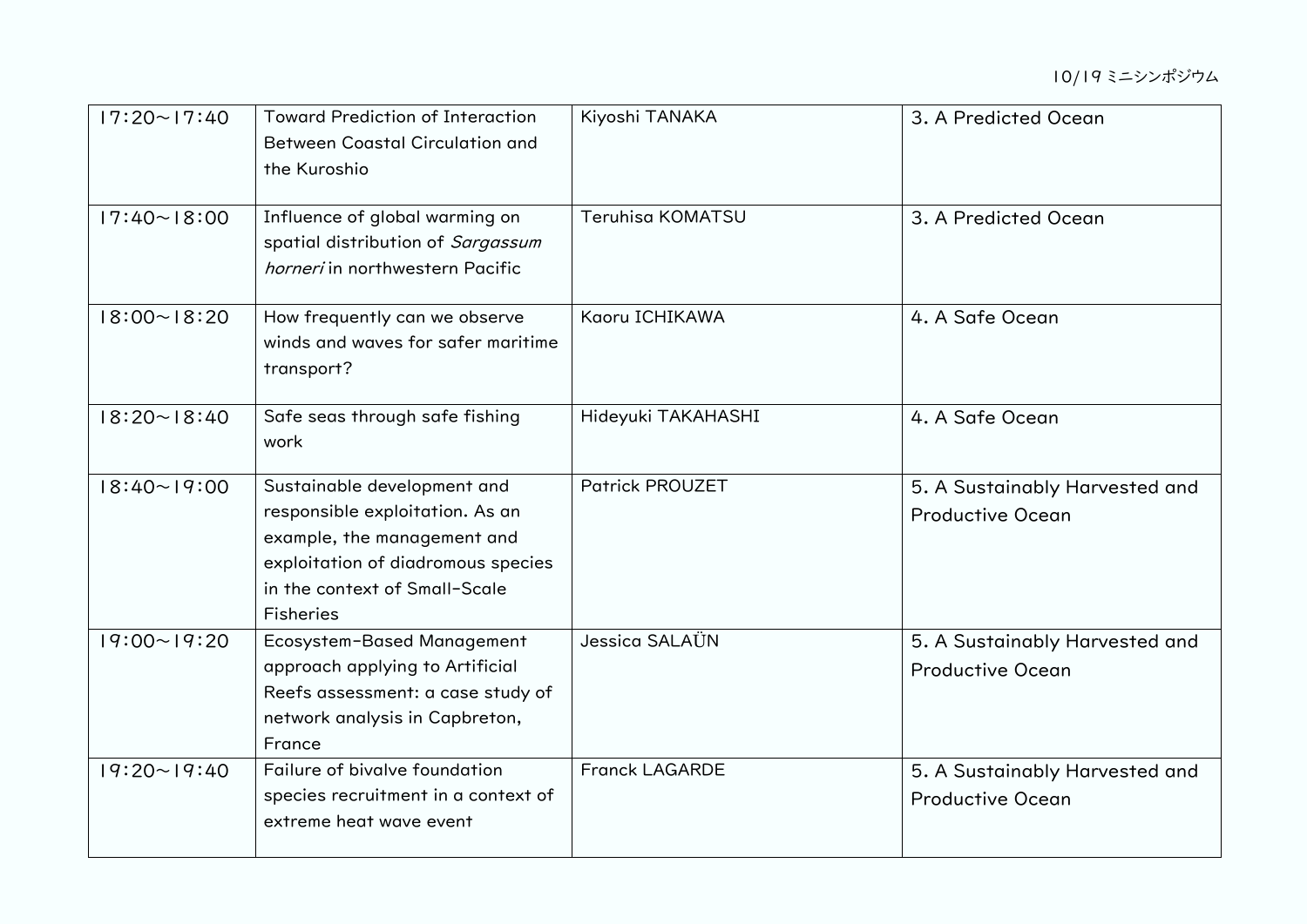| 17:20～17:40 | Toward Prediction of Interaction Between Coastal Circulation and the Kuroshio | Kiyoshi TANAKA | 3. A Predicted Ocean |
|---|---|---|---|
| 17:40～18:00 | Influence of global warming on spatial distribution of *Sargassum horneri* in northwestern Pacific | Teruhisa KOMATSU | 3. A Predicted Ocean |
| 18:00～18:20 | How frequently can we observe winds and waves for safer maritime transport? | Kaoru ICHIKAWA | 4. A Safe Ocean |
| 18:20～18:40 | Safe seas through safe fishing work | Hideyuki TAKAHASHI | 4. A Safe Ocean |
| 18:40～19:00 | Sustainable development and responsible exploitation. As an example, the management and exploitation of diadromous species in the context of Small-Scale Fisheries | Patrick PROUZET | 5. A Sustainably Harvested and Productive Ocean |
| 19:00～19:20 | Ecosystem-Based Management approach applying to Artificial Reefs assessment: a case study of network analysis in Capbreton, France | Jessica SALAÜN | 5. A Sustainably Harvested and Productive Ocean |
| 19:20～19:40 | Failure of bivalve foundation species recruitment in a context of extreme heat wave event | Franck LAGARDE | 5. A Sustainably Harvested and Productive Ocean |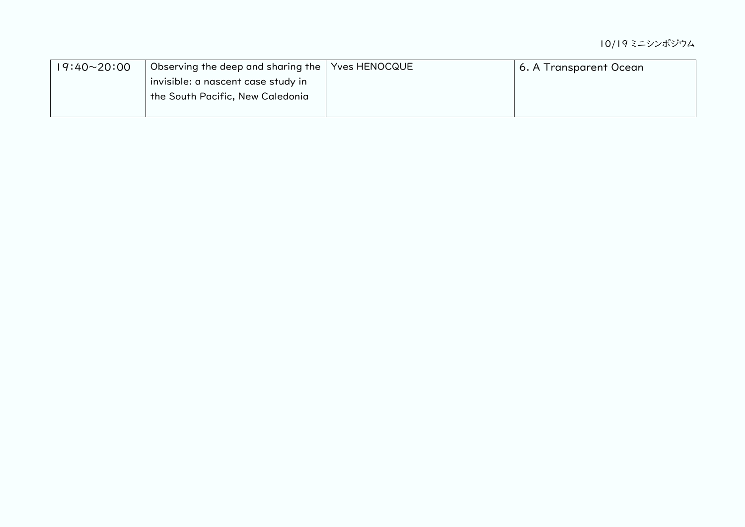| | | | |
|---|---|---|---|
| 19:40~20:00 | Observing the deep and sharing the invisible: a nascent case study in the South Pacific, New Caledonia | Yves HENOCQUE | 6. A Transparent Ocean |